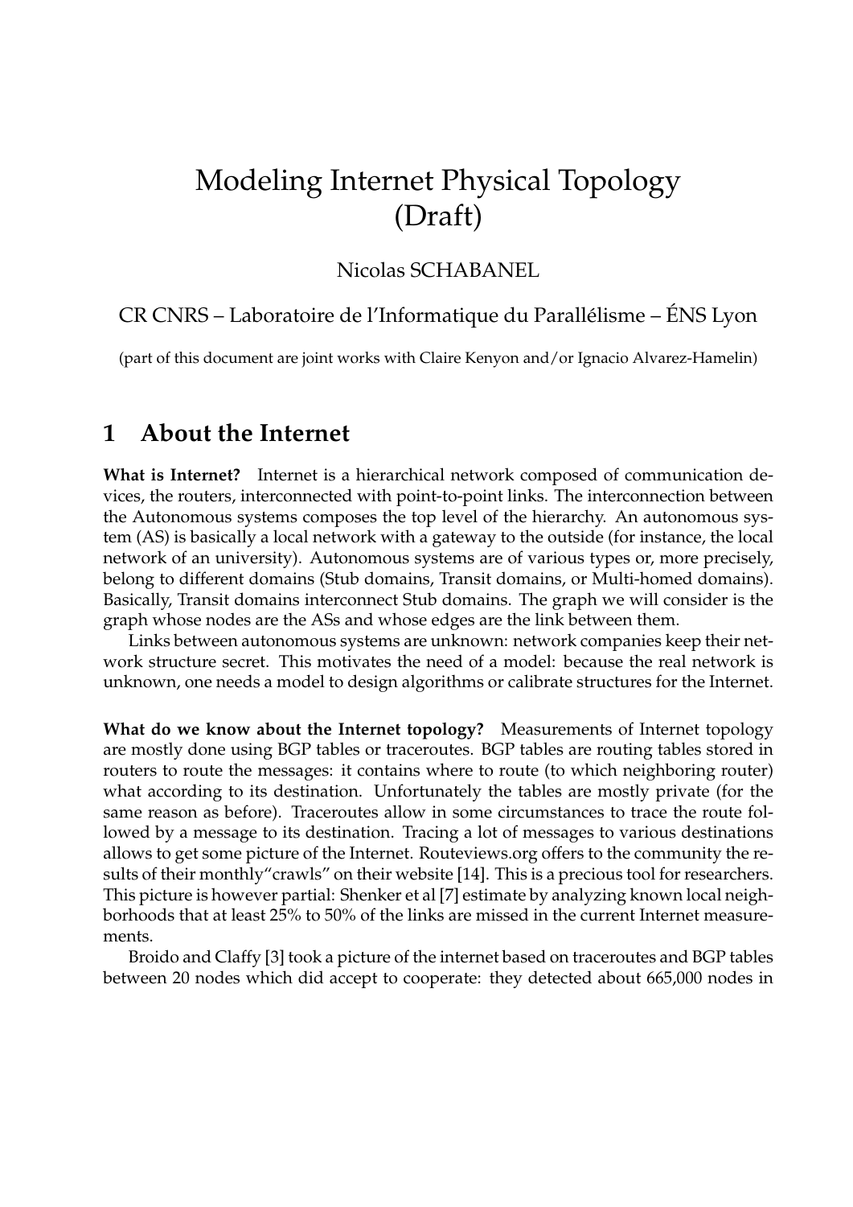# Modeling Internet Physical Topology (Draft)

Nicolas SCHABANEL

CR CNRS – Laboratoire de l'Informatique du Parallélisme – ÉNS Lyon

(part of this document are joint works with Claire Kenyon and/or Ignacio Alvarez-Hamelin)

## 1 About the Internet

**What is Internet?** Internet is a hierarchical network composed of communication devices, the routers, interconnected with point-to-point links. The interconnection between the Autonomous systems composes the top level of the hierarchy. An autonomous system (AS) is basically a local network with a gateway to the outside (for instance, the local network of an university). Autonomous systems are of various types or, more precisely, belong to different domains (Stub domains, Transit domains, or Multi-homed domains). Basically, Transit domains interconnect Stub domains. The graph we will consider is the graph whose nodes are the ASs and whose edges are the link between them.

Links between autonomous systems are unknown: network companies keep their network structure secret. This motivates the need of a model: because the real network is unknown, one needs a model to design algorithms or calibrate structures for the Internet.

**What do we know about the Internet topology?** Measurements of Internet topology are mostly done using BGP tables or traceroutes. BGP tables are routing tables stored in routers to route the messages: it contains where to route (to which neighboring router) what according to its destination. Unfortunately the tables are mostly private (for the same reason as before). Traceroutes allow in some circumstances to trace the route followed by a message to its destination. Tracing a lot of messages to various destinations allows to get some picture of the Internet. Routeviews.org offers to the community the results of their monthly"crawls" on their website [14]. This is a precious tool for researchers. This picture is however partial: Shenker et al [7] estimate by analyzing known local neighborhoods that at least 25% to 50% of the links are missed in the current Internet measurements.

Broido and Claffy [3] took a picture of the internet based on traceroutes and BGP tables between 20 nodes which did accept to cooperate: they detected about 665,000 nodes in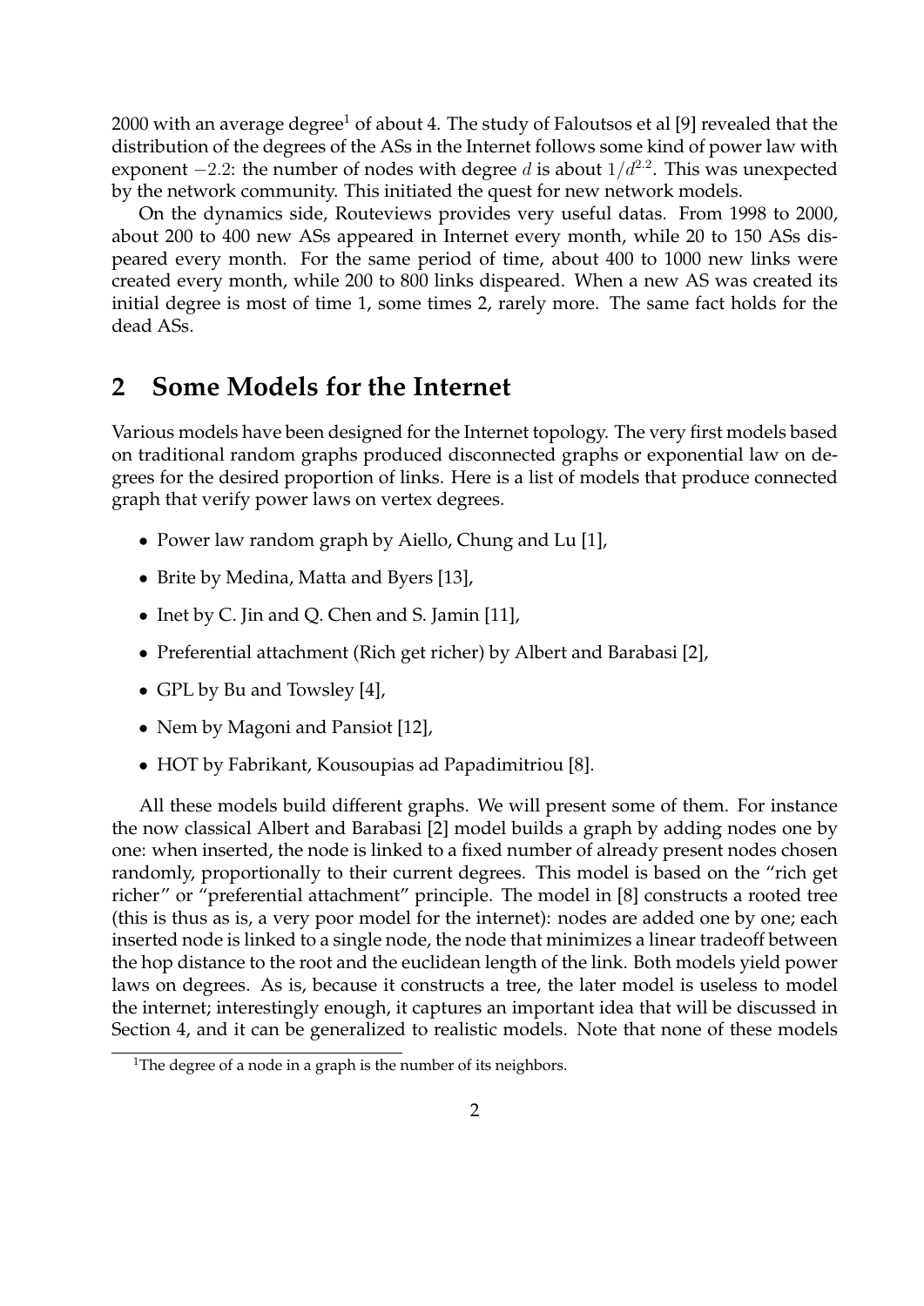2000 with an average degree[1] of about 4. The study of Faloutsos et al [9] revealed that the distribution of the degrees of the ASs in the Internet follows some kind of power law with exponent $-2.2$: the number of nodes with degree $d$ is about $1/d^{2.2}$. This was unexpected by the network community. This initiated the quest for new network models.

On the dynamics side, Routeviews provides very useful datas. From 1998 to 2000, about 200 to 400 new ASs appeared in Internet every month, while 20 to 150 ASs dispeared every month. For the same period of time, about 400 to 1000 new links were created every month, while 200 to 800 links dispeared. When a new AS was created its initial degree is most of time 1, some times 2, rarely more. The same fact holds for the dead ASs.

## 2 Some Models for the Internet

Various models have been designed for the Internet topology. The very first models based on traditional random graphs produced disconnected graphs or exponential law on degrees for the desired proportion of links. Here is a list of models that produce connected graph that verify power laws on vertex degrees.

- Power law random graph by Aiello, Chung and Lu [1],
- Brite by Medina, Matta and Byers [13],
- Inet by C. Jin and Q. Chen and S. Jamin [11],
- Preferential attachment (Rich get richer) by Albert and Barabasi [2],
- GPL by Bu and Towsley [4],
- Nem by Magoni and Pansiot [12],
- HOT by Fabrikant, Kousoupias ad Papadimitriou [8].

All these models build different graphs. We will present some of them. For instance the now classical Albert and Barabasi [2] model builds a graph by adding nodes one by one: when inserted, the node is linked to a fixed number of already present nodes chosen randomly, proportionally to their current degrees. This model is based on the "rich get richer" or "preferential attachment" principle. The model in [8] constructs a rooted tree (this is thus as is, a very poor model for the internet): nodes are added one by one; each inserted node is linked to a single node, the node that minimizes a linear tradeoff between the hop distance to the root and the euclidean length of the link. Both models yield power laws on degrees. As is, because it constructs a tree, the later model is useless to model the internet; interestingly enough, it captures an important idea that will be discussed in Section 4, and it can be generalized to realistic models. Note that none of these models

[1] The degree of a node in a graph is the number of its neighbors.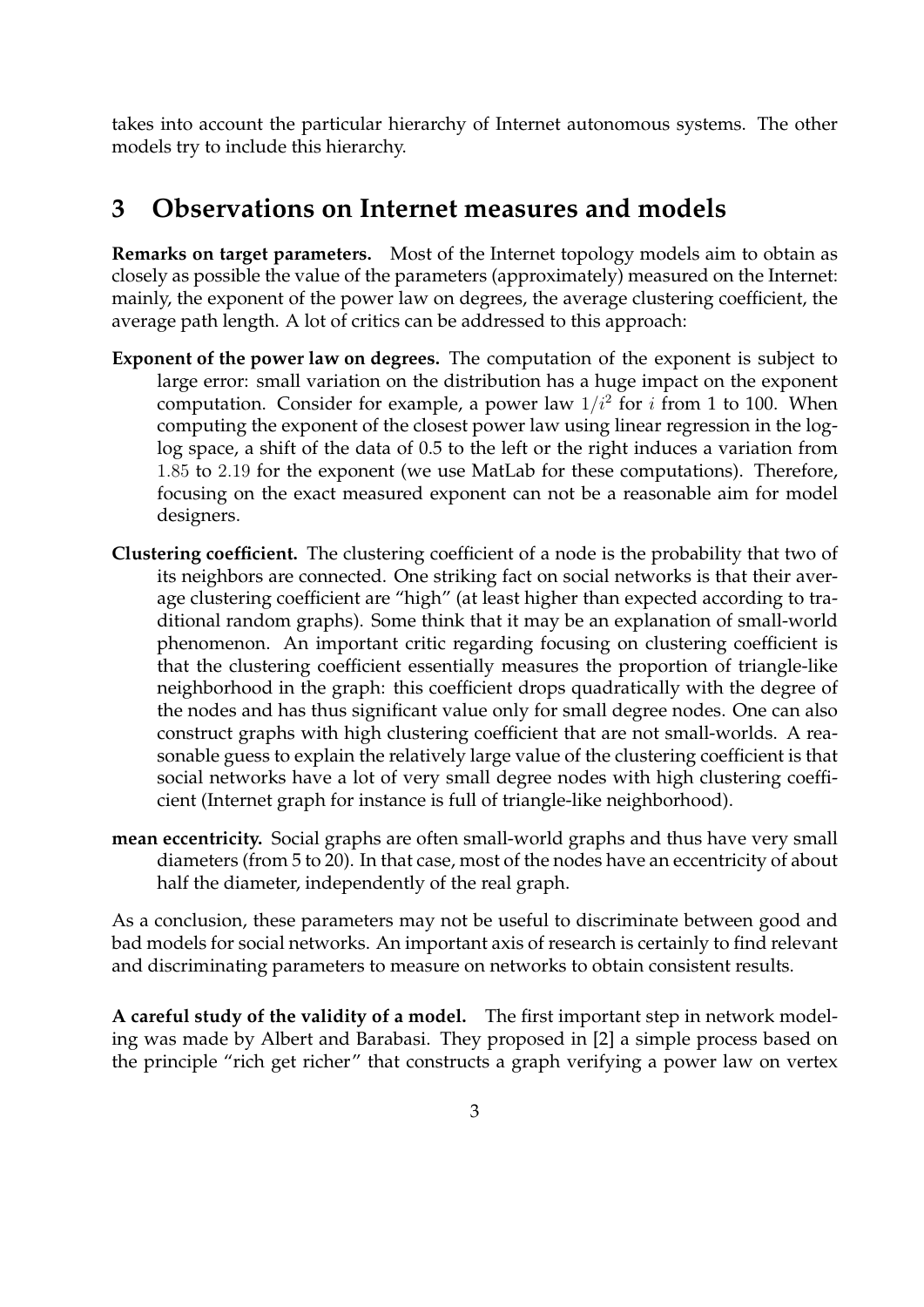takes into account the particular hierarchy of Internet autonomous systems. The other models try to include this hierarchy.

## 3 Observations on Internet measures and models

**Remarks on target parameters.** Most of the Internet topology models aim to obtain as closely as possible the value of the parameters (approximately) measured on the Internet: mainly, the exponent of the power law on degrees, the average clustering coefficient, the average path length. A lot of critics can be addressed to this approach:

**Exponent of the power law on degrees.** The computation of the exponent is subject to large error: small variation on the distribution has a huge impact on the exponent computation. Consider for example, a power law $1/i^2$ for $i$ from 1 to 100. When computing the exponent of the closest power law using linear regression in the log-log space, a shift of the data of 0.5 to the left or the right induces a variation from $1.85$ to $2.19$ for the exponent (we use MatLab for these computations). Therefore, focusing on the exact measured exponent can not be a reasonable aim for model designers.

**Clustering coefficient.** The clustering coefficient of a node is the probability that two of its neighbors are connected. One striking fact on social networks is that their average clustering coefficient are "high" (at least higher than expected according to traditional random graphs). Some think that it may be an explanation of small-world phenomenon. An important critic regarding focusing on clustering coefficient is that the clustering coefficient essentially measures the proportion of triangle-like neighborhood in the graph: this coefficient drops quadratically with the degree of the nodes and has thus significant value only for small degree nodes. One can also construct graphs with high clustering coefficient that are not small-worlds. A reasonable guess to explain the relatively large value of the clustering coefficient is that social networks have a lot of very small degree nodes with high clustering coefficient (Internet graph for instance is full of triangle-like neighborhood).

**mean eccentricity.** Social graphs are often small-world graphs and thus have very small diameters (from 5 to 20). In that case, most of the nodes have an eccentricity of about half the diameter, independently of the real graph.

As a conclusion, these parameters may not be useful to discriminate between good and bad models for social networks. An important axis of research is certainly to find relevant and discriminating parameters to measure on networks to obtain consistent results.

**A careful study of the validity of a model.** The first important step in network modeling was made by Albert and Barabasi. They proposed in [2] a simple process based on the principle "rich get richer" that constructs a graph verifying a power law on vertex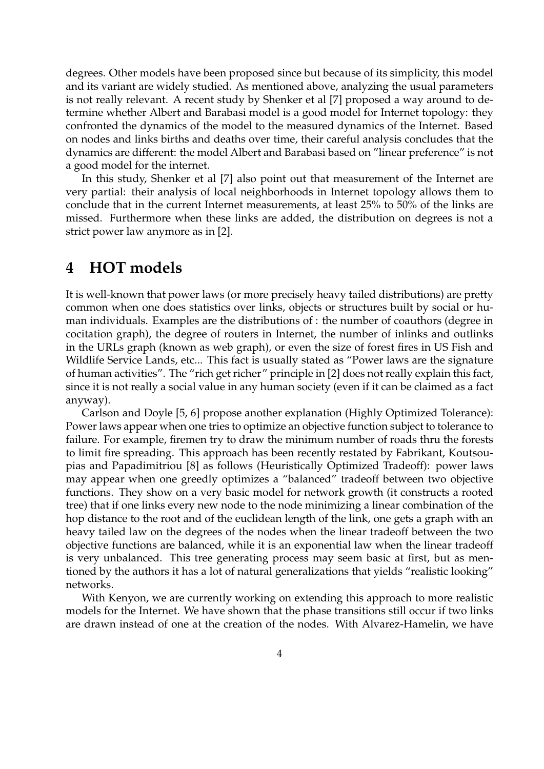degrees. Other models have been proposed since but because of its simplicity, this model and its variant are widely studied. As mentioned above, analyzing the usual parameters is not really relevant. A recent study by Shenker et al [7] proposed a way around to determine whether Albert and Barabasi model is a good model for Internet topology: they confronted the dynamics of the model to the measured dynamics of the Internet. Based on nodes and links births and deaths over time, their careful analysis concludes that the dynamics are different: the model Albert and Barabasi based on "linear preference" is not a good model for the internet.

In this study, Shenker et al [7] also point out that measurement of the Internet are very partial: their analysis of local neighborhoods in Internet topology allows them to conclude that in the current Internet measurements, at least 25% to 50% of the links are missed. Furthermore when these links are added, the distribution on degrees is not a strict power law anymore as in [2].

# 4 HOT models

It is well-known that power laws (or more precisely heavy tailed distributions) are pretty common when one does statistics over links, objects or structures built by social or human individuals. Examples are the distributions of : the number of coauthors (degree in cocitation graph), the degree of routers in Internet, the number of inlinks and outlinks in the URLs graph (known as web graph), or even the size of forest fires in US Fish and Wildlife Service Lands, etc... This fact is usually stated as "Power laws are the signature of human activities". The "rich get richer" principle in [2] does not really explain this fact, since it is not really a social value in any human society (even if it can be claimed as a fact anyway).

Carlson and Doyle [5, 6] propose another explanation (Highly Optimized Tolerance): Power laws appear when one tries to optimize an objective function subject to tolerance to failure. For example, firemen try to draw the minimum number of roads thru the forests to limit fire spreading. This approach has been recently restated by Fabrikant, Koutsoupias and Papadimitriou [8] as follows (Heuristically Optimized Tradeoff): power laws may appear when one greedly optimizes a "balanced" tradeoff between two objective functions. They show on a very basic model for network growth (it constructs a rooted tree) that if one links every new node to the node minimizing a linear combination of the hop distance to the root and of the euclidean length of the link, one gets a graph with an heavy tailed law on the degrees of the nodes when the linear tradeoff between the two objective functions are balanced, while it is an exponential law when the linear tradeoff is very unbalanced. This tree generating process may seem basic at first, but as mentioned by the authors it has a lot of natural generalizations that yields "realistic looking" networks.

With Kenyon, we are currently working on extending this approach to more realistic models for the Internet. We have shown that the phase transitions still occur if two links are drawn instead of one at the creation of the nodes. With Alvarez-Hamelin, we have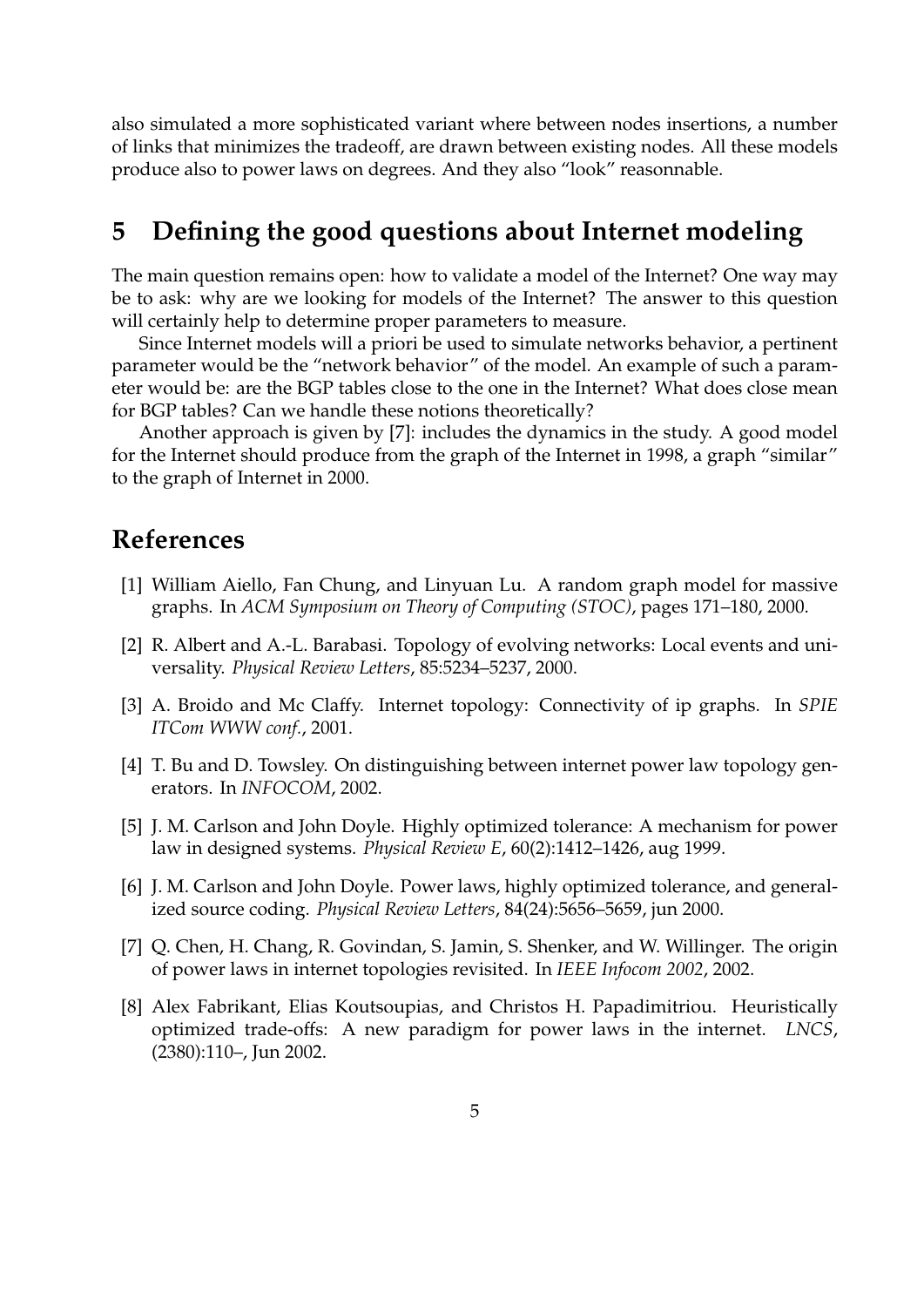also simulated a more sophisticated variant where between nodes insertions, a number of links that minimizes the tradeoff, are drawn between existing nodes. All these models produce also to power laws on degrees. And they also "look" reasonnable.

## 5 Defining the good questions about Internet modeling

The main question remains open: how to validate a model of the Internet? One way may be to ask: why are we looking for models of the Internet? The answer to this question will certainly help to determine proper parameters to measure.

Since Internet models will a priori be used to simulate networks behavior, a pertinent parameter would be the "network behavior" of the model. An example of such a parameter would be: are the BGP tables close to the one in the Internet? What does close mean for BGP tables? Can we handle these notions theoretically?

Another approach is given by [7]: includes the dynamics in the study. A good model for the Internet should produce from the graph of the Internet in 1998, a graph "similar" to the graph of Internet in 2000.

## References

[1] William Aiello, Fan Chung, and Linyuan Lu. A random graph model for massive graphs. In *ACM Symposium on Theory of Computing (STOC)*, pages 171–180, 2000.

[2] R. Albert and A.-L. Barabasi. Topology of evolving networks: Local events and universality. *Physical Review Letters*, 85:5234–5237, 2000.

[3] A. Broido and Mc Claffy. Internet topology: Connectivity of ip graphs. In *SPIE ITCom WWW conf.*, 2001.

[4] T. Bu and D. Towsley. On distinguishing between internet power law topology generators. In *INFOCOM*, 2002.

[5] J. M. Carlson and John Doyle. Highly optimized tolerance: A mechanism for power law in designed systems. *Physical Review E*, 60(2):1412–1426, aug 1999.

[6] J. M. Carlson and John Doyle. Power laws, highly optimized tolerance, and generalized source coding. *Physical Review Letters*, 84(24):5656–5659, jun 2000.

[7] Q. Chen, H. Chang, R. Govindan, S. Jamin, S. Shenker, and W. Willinger. The origin of power laws in internet topologies revisited. In *IEEE Infocom 2002*, 2002.

[8] Alex Fabrikant, Elias Koutsoupias, and Christos H. Papadimitriou. Heuristically optimized trade-offs: A new paradigm for power laws in the internet. *LNCS*, (2380):110–, Jun 2002.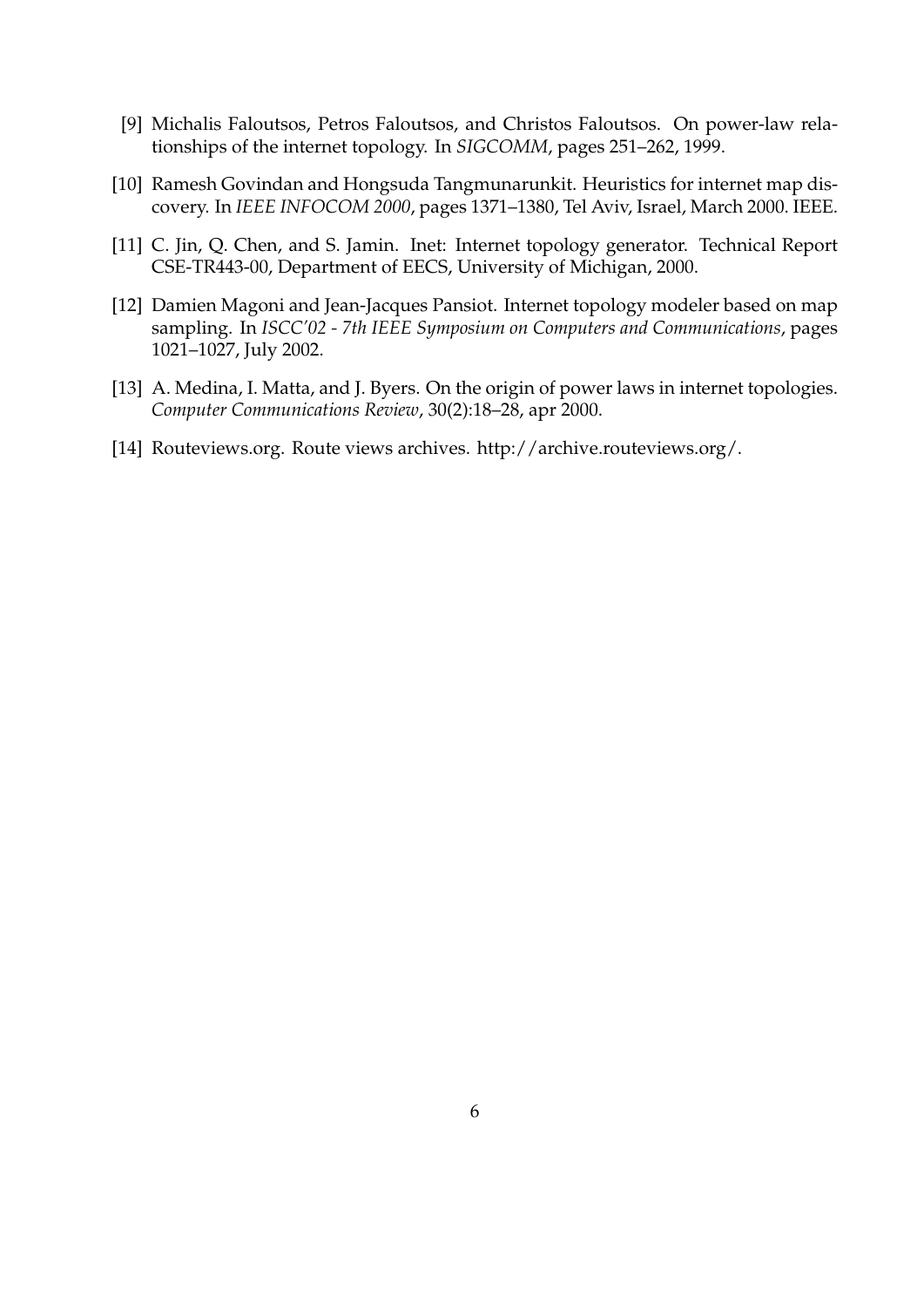[9] Michalis Faloutsos, Petros Faloutsos, and Christos Faloutsos. On power-law relationships of the internet topology. In *SIGCOMM*, pages 251–262, 1999.

[10] Ramesh Govindan and Hongsuda Tangmunarunkit. Heuristics for internet map discovery. In *IEEE INFOCOM 2000*, pages 1371–1380, Tel Aviv, Israel, March 2000. IEEE.

[11] C. Jin, Q. Chen, and S. Jamin. Inet: Internet topology generator. Technical Report CSE-TR443-00, Department of EECS, University of Michigan, 2000.

[12] Damien Magoni and Jean-Jacques Pansiot. Internet topology modeler based on map sampling. In *ISCC'02 - 7th IEEE Symposium on Computers and Communications*, pages 1021–1027, July 2002.

[13] A. Medina, I. Matta, and J. Byers. On the origin of power laws in internet topologies. *Computer Communications Review*, 30(2):18–28, apr 2000.

[14] Routeviews.org. Route views archives. http://archive.routeviews.org/.